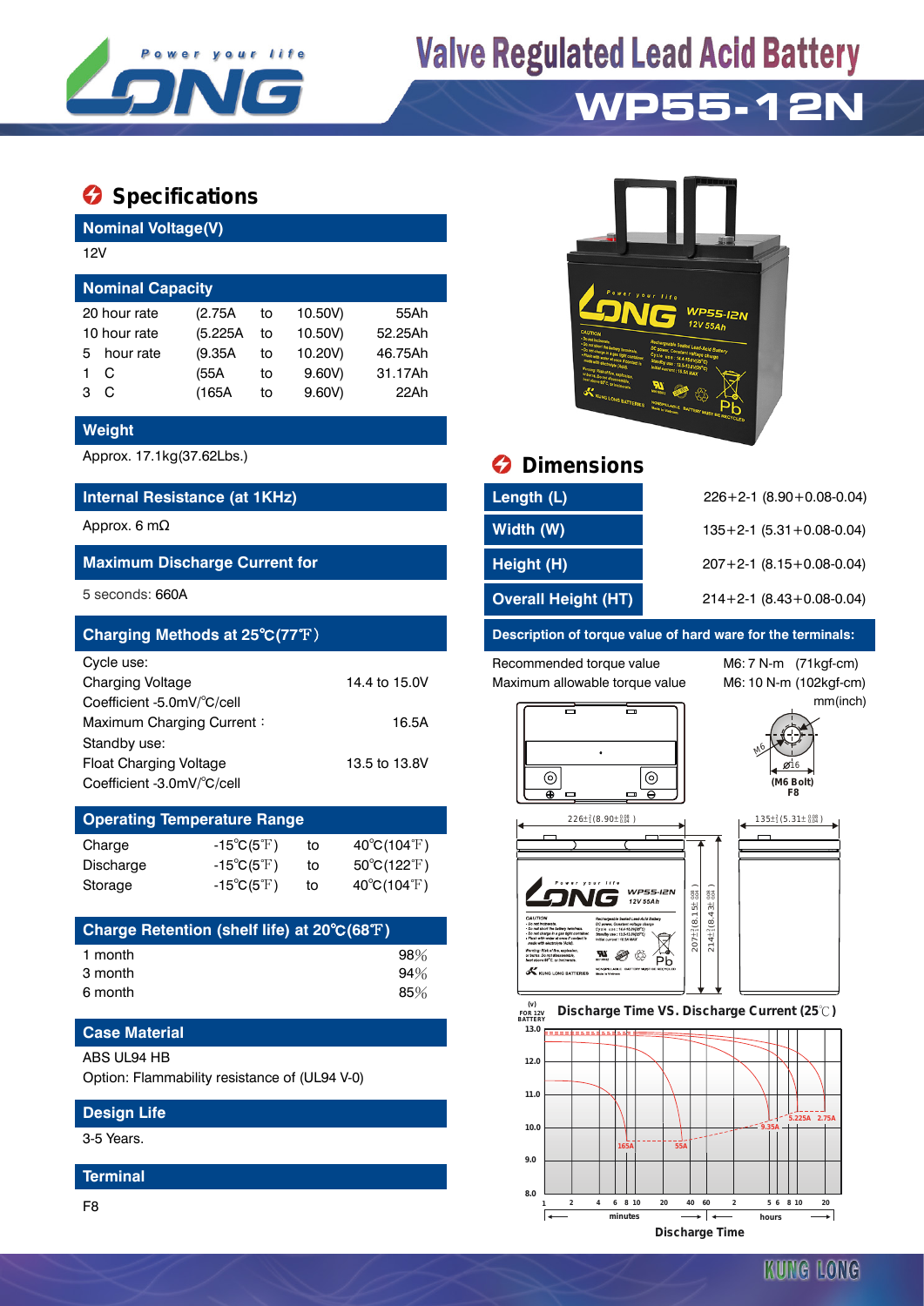# Valve Regulated Lead Acid Battery

# WP55-12N

## Specifications

### Nominal Voltage(V)

12V

### Nominal Capacity

| | | | | |
|---|---|---|---|---|
| 20 hour rate | (2.75A | to | 10.50V) | 55Ah |
| 10 hour rate | (5.225A | to | 10.50V) | 52.25Ah |
| 5 hour rate | (9.35A | to | 10.20V) | 46.75Ah |
| 1 C | (55A | to | 9.60V) | 31.17Ah |
| 3 C | (165A | to | 9.60V) | 22Ah |

### Weight

Approx. 17.1kg(37.62Lbs.)

### Internal Resistance (at 1KHz)

Approx. 6 mΩ

### Maximum Discharge Current for

5 seconds: 660A

### Charging Methods at 25℃(77℉)

| | |
|---|---|
| Cycle use: | |
| Charging Voltage | 14.4 to 15.0V |
| Coefficient -5.0mV/℃/cell | |
| Maximum Charging Current： | 16.5A |
| Standby use: | |
| Float Charging Voltage | 13.5 to 13.8V |
| Coefficient -3.0mV/℃/cell | |

### Operating Temperature Range

| | | | |
|---|---|---|---|
| Charge | -15℃(5℉) | to | 40℃(104℉) |
| Discharge | -15℃(5℉) | to | 50℃(122℉) |
| Storage | -15℃(5℉) | to | 40℃(104℉) |

### Charge Retention (shelf life) at 20℃(68℉)

| | |
|---|---|
| 1 month | 98% |
| 3 month | 94% |
| 6 month | 85% |

### Case Material

ABS UL94 HB

Option: Flammability resistance of (UL94 V-0)

### Design Life

3-5 Years.

### Terminal

F8

## Dimensions

| | |
|---|---|
| Length (L) | 226+2-1 (8.90+0.08-0.04) |
| Width (W) | 135+2-1 (5.31+0.08-0.04) |
| Height (H) | 207+2-1 (8.15+0.08-0.04) |
| Overall Height (HT) | 214+2-1 (8.43+0.08-0.04) |

### Description of torque value of hard ware for the terminals:

| | |
|---|---|
| Recommended torque value | M6: 7 N-m (71kgf-cm) |
| Maximum allowable torque value | M6: 10 N-m (102kgf-cm) |

mm(inch)

M6, ⌀16 (M6 Bolt) F8

### Discharge Time VS. Discharge Current (25℃)

(V) FOR 12V BATTERY — 165A, 55A, 9.35A, 5.225A, 2.75A

Discharge Time (minutes / hours)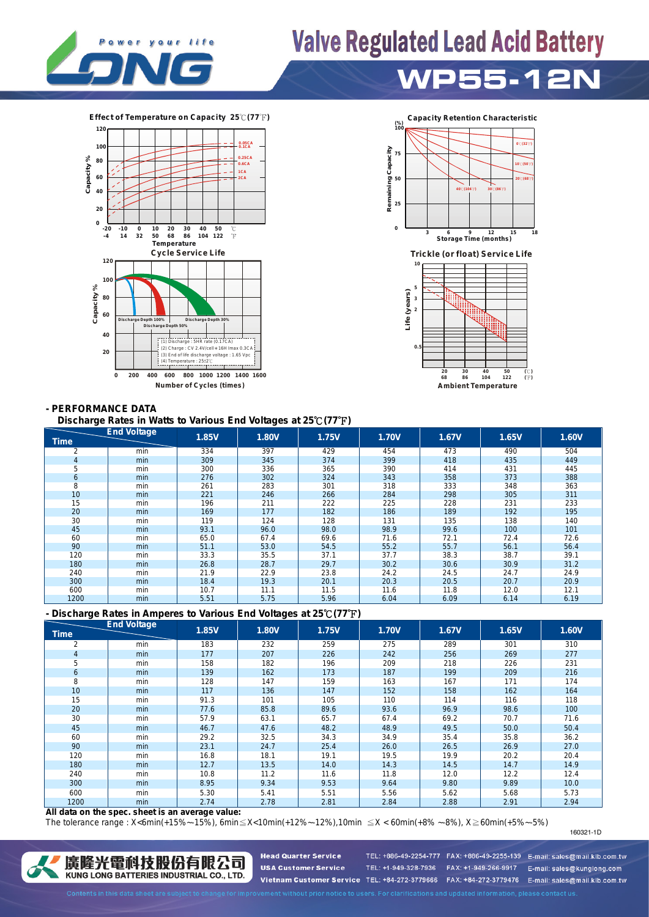# Valve Regulated Lead Acid Battery

## WP55-12N

Power your life

**Effect of Temperature on Capacity 25℃(77℉)**

120
100
80
60
40
20
0
Capacity %
0.05CA
0.1CA
0.25CA
0.6CA
1CA
2CA
-20 -10 0 10 20 30 40 50 ℃
-4 14 32 50 68 86 104 122 ℉
Temperature

**Capacity Retention Characteristic**

(%)
100
75
50
25
0
Remaining Capacity
0℃(32℉)
10℃(50℉)
20℃(68℉)
40℃(104℉)
30℃(86℉)
3 6 9 12 15 18
Storage Time (months)

**Cycle Service Life**

120
100
80
60
40
20
Capacity %
Discharge Depth 100%
Discharge Depth 50%
Discharge Depth 30%
(1) Discharge : 5HR rate (0.17CA)
(2) Charge : CV 2.4V/cell ≒ 16H Imax 0.3CA
(3) End of life discharge voltage : 1.65 Vpc
(4) Temperature : 25±2℃
0 200 400 600 800 1000 1200 1400 1600
Number of Cycles (times)

**Trickle (or float) Service Life**

10
5
3
2
0.5
Life (years)
20 30 40 50 (℃)
68 86 104 122 (℉)
Ambient Temperature

## - PERFORMANCE DATA

### Discharge Rates in Watts to Various End Voltages at 25℃(77℉)

| Time | End Voltage | 1.85V | 1.80V | 1.75V | 1.70V | 1.67V | 1.65V | 1.60V |
|---|---|---|---|---|---|---|---|---|
| 2 | min | 334 | 397 | 429 | 454 | 473 | 490 | 504 |
| 4 | min | 309 | 345 | 374 | 399 | 418 | 435 | 449 |
| 5 | min | 300 | 336 | 365 | 390 | 414 | 431 | 445 |
| 6 | min | 276 | 302 | 324 | 343 | 358 | 373 | 388 |
| 8 | min | 261 | 283 | 301 | 318 | 333 | 348 | 363 |
| 10 | min | 221 | 246 | 266 | 284 | 298 | 305 | 311 |
| 15 | min | 196 | 211 | 222 | 225 | 228 | 231 | 233 |
| 20 | min | 169 | 177 | 182 | 186 | 189 | 192 | 195 |
| 30 | min | 119 | 124 | 128 | 131 | 135 | 138 | 140 |
| 45 | min | 93.1 | 96.0 | 98.0 | 98.9 | 99.6 | 100 | 101 |
| 60 | min | 65.0 | 67.4 | 69.6 | 71.6 | 72.1 | 72.4 | 72.6 |
| 90 | min | 51.1 | 53.0 | 54.5 | 55.2 | 55.7 | 56.1 | 56.4 |
| 120 | min | 33.3 | 35.5 | 37.1 | 37.7 | 38.3 | 38.7 | 39.1 |
| 180 | min | 26.8 | 28.7 | 29.7 | 30.2 | 30.6 | 30.9 | 31.2 |
| 240 | min | 21.9 | 22.9 | 23.8 | 24.2 | 24.5 | 24.7 | 24.9 |
| 300 | min | 18.4 | 19.3 | 20.1 | 20.3 | 20.5 | 20.7 | 20.9 |
| 600 | min | 10.7 | 11.1 | 11.5 | 11.6 | 11.8 | 12.0 | 12.1 |
| 1200 | min | 5.51 | 5.75 | 5.96 | 6.04 | 6.09 | 6.14 | 6.19 |

### - Discharge Rates in Amperes to Various End Voltages at 25℃(77℉)

| Time | End Voltage | 1.85V | 1.80V | 1.75V | 1.70V | 1.67V | 1.65V | 1.60V |
|---|---|---|---|---|---|---|---|---|
| 2 | min | 183 | 232 | 259 | 275 | 289 | 301 | 310 |
| 4 | min | 177 | 207 | 226 | 242 | 256 | 269 | 277 |
| 5 | min | 158 | 182 | 196 | 209 | 218 | 226 | 231 |
| 6 | min | 139 | 162 | 173 | 187 | 199 | 209 | 216 |
| 8 | min | 128 | 147 | 159 | 163 | 167 | 171 | 174 |
| 10 | min | 117 | 136 | 147 | 152 | 158 | 162 | 164 |
| 15 | min | 91.3 | 101 | 105 | 110 | 114 | 116 | 118 |
| 20 | min | 77.6 | 85.8 | 89.6 | 93.6 | 96.9 | 98.6 | 100 |
| 30 | min | 57.9 | 63.1 | 65.7 | 67.4 | 69.2 | 70.7 | 71.6 |
| 45 | min | 46.7 | 47.6 | 48.2 | 48.9 | 49.5 | 50.0 | 50.4 |
| 60 | min | 29.2 | 32.5 | 34.3 | 34.9 | 35.4 | 35.8 | 36.2 |
| 90 | min | 23.1 | 24.7 | 25.4 | 26.0 | 26.5 | 26.9 | 27.0 |
| 120 | min | 16.8 | 18.1 | 19.1 | 19.5 | 19.9 | 20.2 | 20.4 |
| 180 | min | 12.7 | 13.5 | 14.0 | 14.3 | 14.5 | 14.7 | 14.9 |
| 240 | min | 10.8 | 11.2 | 11.6 | 11.8 | 12.0 | 12.2 | 12.4 |
| 300 | min | 8.95 | 9.34 | 9.53 | 9.64 | 9.80 | 9.89 | 10.0 |
| 600 | min | 5.30 | 5.41 | 5.51 | 5.56 | 5.62 | 5.68 | 5.73 |
| 1200 | min | 2.74 | 2.78 | 2.81 | 2.84 | 2.88 | 2.91 | 2.94 |

**All data on the spec. sheet is an average value:**

The tolerance range : X<6min(+15%~15%), 6min≦X<10min(+12%~12%),10min ≦X < 60min(+8% ~8%), X≧60min(+5%~5%)

160321-1D

廣隆光電科技股份有限公司
KUNG LONG BATTERIES INDUSTRIAL CO., LTD.

| | | | |
|---|---|---|---|
| Head Quarter Service | TEL: +886-49-2254-777 | FAX: +886-49-2255-139 | E-mail: sales@mail.klb.com.tw |
| USA Customer Service | TEL: +1-949-328-7936 | FAX: +1-949-266-9917 | E-mail: sales@kunglong.com |
| Vietnam Customer Service | TEL: +84-272-3779666 | FAX: +84-272-3779476 | E-mail: sales@mail.klb.com.tw |

Contents in this data sheet are subject to change for improvement without prior notice to users. For clarifications and updated information, please contact us.